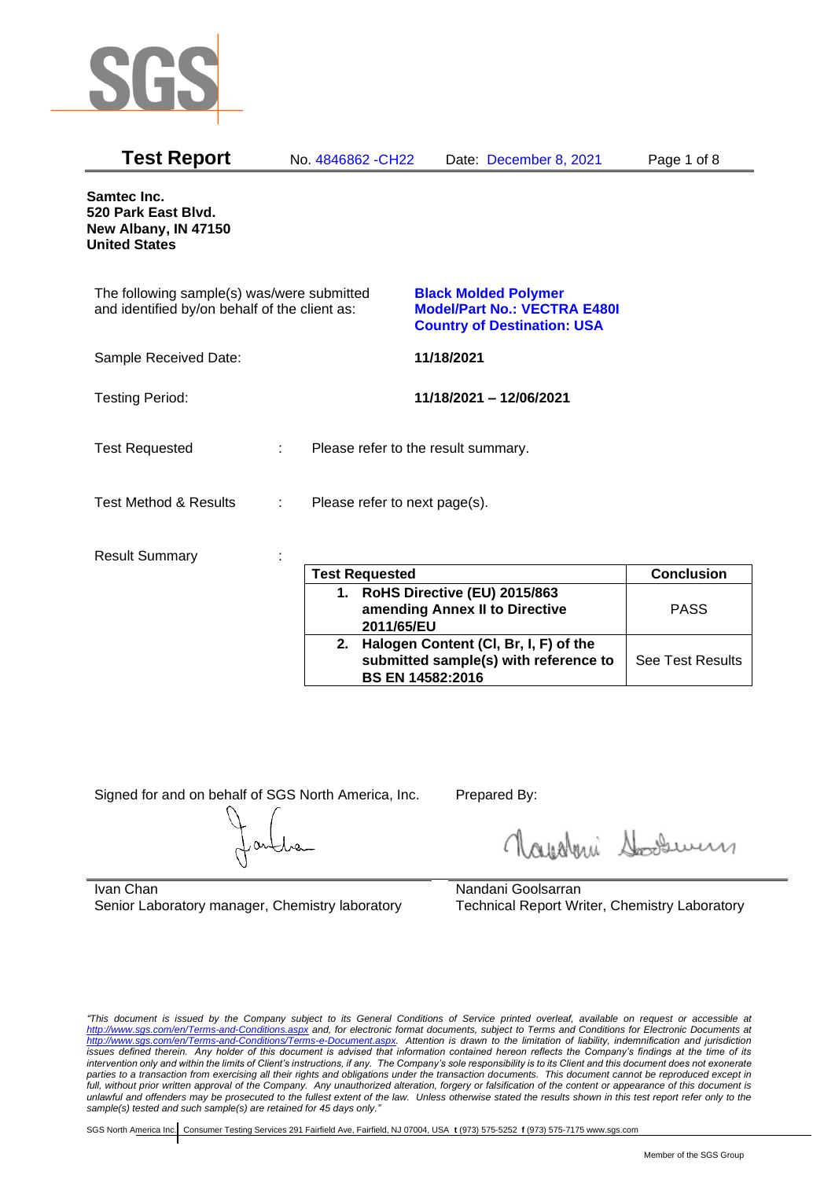SGS

# Test Report

No. 4846862 -CH22 Date: December 8, 2021

**Samtec Inc.**
**520 Park East Blvd.**
**New Albany, IN 47150**
**United States**

The following sample(s) was/were submitted and identified by/on behalf of the client as:

**Black Molded Polymer**
**Model/Part No.: VECTRA E480I**
**Country of Destination: USA**

Sample Received Date: **11/18/2021**

Testing Period: **11/18/2021 – 12/06/2021**

Test Requested : Please refer to the result summary.

Test Method & Results : Please refer to next page(s).

Result Summary :

| Test Requested | Conclusion |
|---|---|
| **1. RoHS Directive (EU) 2015/863 amending Annex II to Directive 2011/65/EU** | PASS |
| **2. Halogen Content (Cl, Br, I, F) of the submitted sample(s) with reference to BS EN 14582:2016** | See Test Results |

Signed for and on behalf of SGS North America, Inc.

Ivan Chan
Senior Laboratory manager, Chemistry laboratory

Prepared By:

Nandani Goolsarran
Technical Report Writer, Chemistry Laboratory

*"This document is issued by the Company subject to its General Conditions of Service printed overleaf, available on request or accessible at http://www.sgs.com/en/Terms-and-Conditions.aspx and, for electronic format documents, subject to Terms and Conditions for Electronic Documents at http://www.sgs.com/en/Terms-and-Conditions/Terms-e-Document.aspx. Attention is drawn to the limitation of liability, indemnification and jurisdiction issues defined therein. Any holder of this document is advised that information contained hereon reflects the Company's findings at the time of its intervention only and within the limits of Client's instructions, if any. The Company's sole responsibility is to its Client and this document does not exonerate parties to a transaction from exercising all their rights and obligations under the transaction documents. This document cannot be reproduced except in full, without prior written approval of the Company. Any unauthorized alteration, forgery or falsification of the content or appearance of this document is unlawful and offenders may be prosecuted to the fullest extent of the law. Unless otherwise stated the results shown in this test report refer only to the sample(s) tested and such sample(s) are retained for 45 days only."*

SGS North America Inc. | Consumer Testing Services 291 Fairfield Ave, Fairfield, NJ 07004, USA **t** (973) 575-5252 **f** (973) 575-7175 www.sgs.com

Member of the SGS Group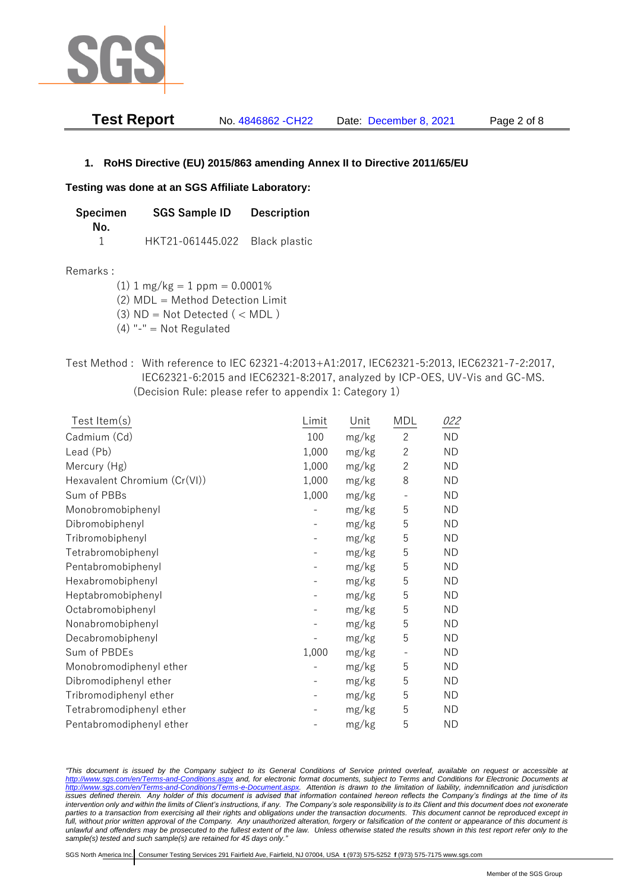## 1. RoHS Directive (EU) 2015/863 amending Annex II to Directive 2011/65/EU

**Testing was done at an SGS Affiliate Laboratory:**

| Specimen No. | SGS Sample ID | Description |
|---|---|---|
| 1 | HKT21-061445.022 | Black plastic |

Remarks :

(1) 1 mg/kg = 1 ppm = 0.0001%
(2) MDL = Method Detection Limit
(3) ND = Not Detected ( < MDL )
(4) "-" = Not Regulated

Test Method : With reference to IEC 62321-4:2013+A1:2017, IEC62321-5:2013, IEC62321-7-2:2017, IEC62321-6:2015 and IEC62321-8:2017, analyzed by ICP-OES, UV-Vis and GC-MS. (Decision Rule: please refer to appendix 1: Category 1)

| Test Item(s) | Limit | Unit | MDL | 022 |
|---|---|---|---|---|
| Cadmium (Cd) | 100 | mg/kg | 2 | ND |
| Lead (Pb) | 1,000 | mg/kg | 2 | ND |
| Mercury (Hg) | 1,000 | mg/kg | 2 | ND |
| Hexavalent Chromium (Cr(VI)) | 1,000 | mg/kg | 8 | ND |
| Sum of PBBs | 1,000 | mg/kg | - | ND |
| Monobromobiphenyl | - | mg/kg | 5 | ND |
| Dibromobiphenyl | - | mg/kg | 5 | ND |
| Tribromobiphenyl | - | mg/kg | 5 | ND |
| Tetrabromobiphenyl | - | mg/kg | 5 | ND |
| Pentabromobiphenyl | - | mg/kg | 5 | ND |
| Hexabromobiphenyl | - | mg/kg | 5 | ND |
| Heptabromobiphenyl | - | mg/kg | 5 | ND |
| Octabromobiphenyl | - | mg/kg | 5 | ND |
| Nonabromobiphenyl | - | mg/kg | 5 | ND |
| Decabromobiphenyl | - | mg/kg | 5 | ND |
| Sum of PBDEs | 1,000 | mg/kg | - | ND |
| Monobromodiphenyl ether | - | mg/kg | 5 | ND |
| Dibromodiphenyl ether | - | mg/kg | 5 | ND |
| Tribromodiphenyl ether | - | mg/kg | 5 | ND |
| Tetrabromodiphenyl ether | - | mg/kg | 5 | ND |
| Pentabromodiphenyl ether | - | mg/kg | 5 | ND |

*"This document is issued by the Company subject to its General Conditions of Service printed overleaf, available on request or accessible at http://www.sgs.com/en/Terms-and-Conditions.aspx and, for electronic format documents, subject to Terms and Conditions for Electronic Documents at http://www.sgs.com/en/Terms-and-Conditions/Terms-e-Document.aspx. Attention is drawn to the limitation of liability, indemnification and jurisdiction issues defined therein. Any holder of this document is advised that information contained hereon reflects the Company's findings at the time of its intervention only and within the limits of Client's instructions, if any. The Company's sole responsibility is to its Client and this document does not exonerate parties to a transaction from exercising all their rights and obligations under the transaction documents. This document cannot be reproduced except in full, without prior written approval of the Company. Any unauthorized alteration, forgery or falsification of the content or appearance of this document is unlawful and offenders may be prosecuted to the fullest extent of the law. Unless otherwise stated the results shown in this test report refer only to the sample(s) tested and such sample(s) are retained for 45 days only."*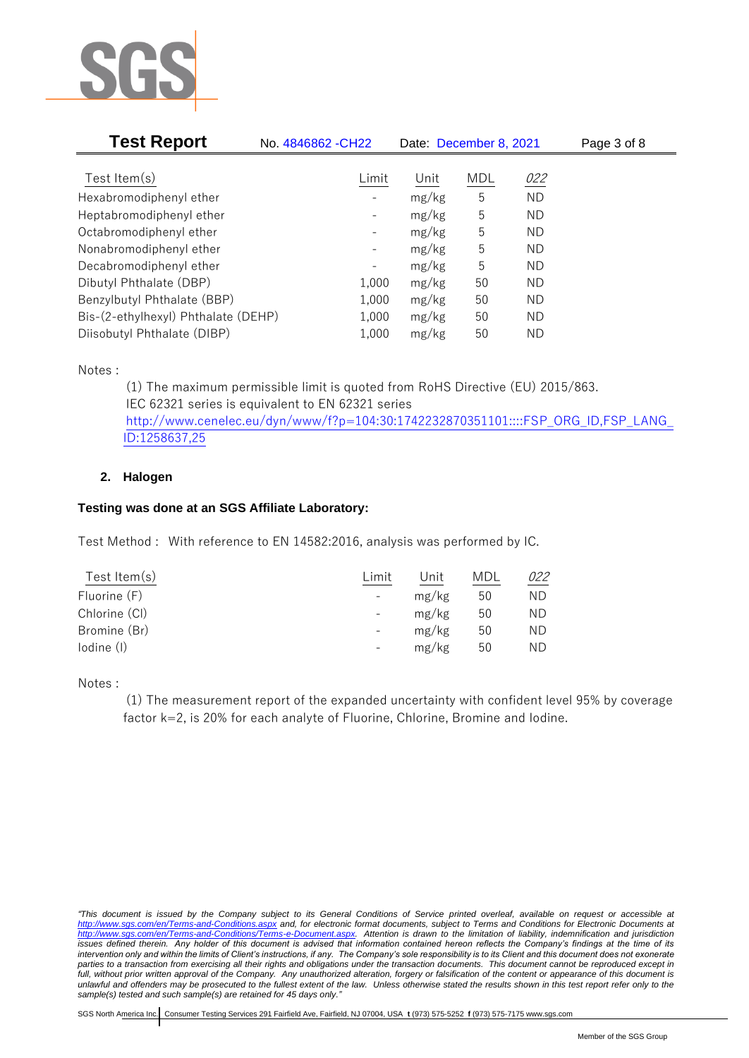| Test Item(s) | Limit | Unit | MDL | *022* |
|---|---|---|---|---|
| Hexabromodiphenyl ether | - | mg/kg | 5 | ND |
| Heptabromodiphenyl ether | - | mg/kg | 5 | ND |
| Octabromodiphenyl ether | - | mg/kg | 5 | ND |
| Nonabromodiphenyl ether | - | mg/kg | 5 | ND |
| Decabromodiphenyl ether | - | mg/kg | 5 | ND |
| Dibutyl Phthalate (DBP) | 1,000 | mg/kg | 50 | ND |
| Benzylbutyl Phthalate (BBP) | 1,000 | mg/kg | 50 | ND |
| Bis-(2-ethylhexyl) Phthalate (DEHP) | 1,000 | mg/kg | 50 | ND |
| Diisobutyl Phthalate (DIBP) | 1,000 | mg/kg | 50 | ND |

Notes :

(1) The maximum permissible limit is quoted from RoHS Directive (EU) 2015/863. IEC 62321 series is equivalent to EN 62321 series http://www.cenelec.eu/dyn/www/f?p=104:30:1742232870351101::::FSP_ORG_ID,FSP_LANG_ID:1258637,25

## 2. Halogen

**Testing was done at an SGS Affiliate Laboratory:**

Test Method : With reference to EN 14582:2016, analysis was performed by IC.

| Test Item(s) | Limit | Unit | MDL | *022* |
|---|---|---|---|---|
| Fluorine (F) | - | mg/kg | 50 | ND |
| Chlorine (Cl) | - | mg/kg | 50 | ND |
| Bromine (Br) | - | mg/kg | 50 | ND |
| Iodine (I) | - | mg/kg | 50 | ND |

Notes :

(1) The measurement report of the expanded uncertainty with confident level 95% by coverage factor k=2, is 20% for each analyte of Fluorine, Chlorine, Bromine and Iodine.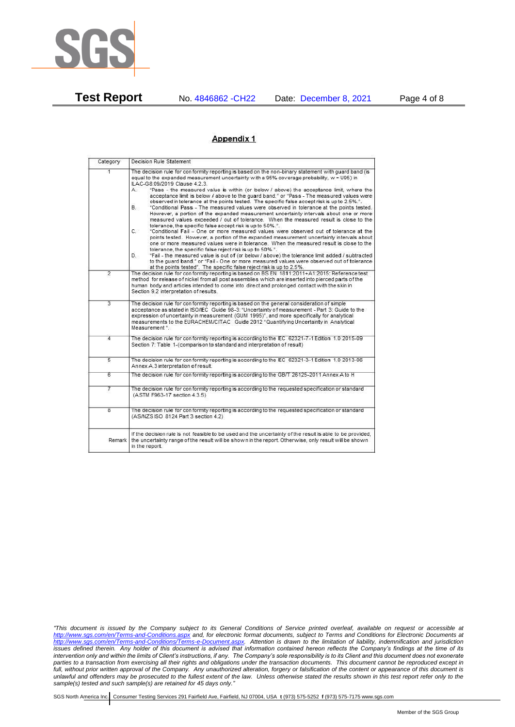## Appendix 1

| Category | Decision Rule Statement |
|---|---|
| 1 | The decision rule for conformity reporting is based on the non-binary statement with guard band (is equal to the expanded measurement uncertainty with a 95% coverage probability, w = U95) in ILAC-G8:09/2019 Clause 4.2.3.<br>A. "Pass - the measured value is within (or below / above) the acceptance limit, where the acceptance limit is below / above to the guard band." or "Pass - The measured values were observed in tolerance at the points tested. The specific false accept risk is up to 2.5%.".<br>B. "Conditional Pass - The measured values were observed in tolerance at the points tested. However, a portion of the expanded measurement uncertainty intervals about one or more measured values exceeded / out of tolerance. When the measured result is close to the tolerance, the specific false accept risk is up to 50%.".<br>C. "Conditional Fail - One or more measured values were observed out of tolerance at the points tested. However, a portion of the expanded measurement uncertainty intervals about one or more measured values were in tolerance. When the measured result is close to the tolerance, the specific false reject risk is up to 50%.".<br>D. "Fail - the measured value is out of (or below / above) the tolerance limit added / subtracted to the guard band." or "Fail - One or more measured values were observed out of tolerance at the points tested". The specific false reject risk is up to 2.5%. |
| 2 | The decision rule for conformity reporting is based on BS EN 1811:2011+A1:2015: Reference test method for release of nickel from all post assemblies which are inserted into pierced parts of the human body and articles intended to come into direct and prolonged contact with the skin in Section 9.2 interpretation of results. |
| 3 | The decision rule for conformity reporting is based on the general consideration of simple acceptance as stated in ISO/IEC Guide 98-3: "Uncertainty of measurement - Part 3: Guide to the expression of uncertainty in measurement (GUM 1995)", and more specifically for analytical measurements to the EURACHEM/CITAC Guide 2012 "Quantifying Uncertainty in Analytical Measurement ". |
| 4 | The decision rule for conformity reporting is according to the IEC 62321-7-1 Edition 1.0 2015-09 Section 7: Table 1-(comparison to standard and interpretation of result) |
| 5 | The decision rule for conformity reporting is according to the IEC 62321-3-1 Edition 1.0 2013-06 Annex A.3 interpretation of result. |
| 6 | The decision rule for conformity reporting is according to the GB/T 26125-2011 Annex A to H |
| 7 | The decision rule for conformity reporting is according to the requested specification or standard (ASTM F963-17 section 4.3.5) |
| 8 | The decision rule for conformity reporting is according to the requested specification or standard (AS/NZS ISO 8124 Part 3 section 4.2) |
| Remark | If the decision rule is not feasible to be used and the uncertainty of the result is able to be provided, the uncertainty range of the result will be shown in the report. Otherwise, only result will be shown in the report. |

*"This document is issued by the Company subject to its General Conditions of Service printed overleaf, available on request or accessible at http://www.sgs.com/en/Terms-and-Conditions.aspx and, for electronic format documents, subject to Terms and Conditions for Electronic Documents at http://www.sgs.com/en/Terms-and-Conditions/Terms-e-Document.aspx. Attention is drawn to the limitation of liability, indemnification and jurisdiction issues defined therein. Any holder of this document is advised that information contained hereon reflects the Company's findings at the time of its intervention only and within the limits of Client's instructions, if any. The Company's sole responsibility is to its Client and this document does not exonerate parties to a transaction from exercising all their rights and obligations under the transaction documents. This document cannot be reproduced except in full, without prior written approval of the Company. Any unauthorized alteration, forgery or falsification of the content or appearance of this document is unlawful and offenders may be prosecuted to the fullest extent of the law. Unless otherwise stated the results shown in this test report refer only to the sample(s) tested and such sample(s) are retained for 45 days only."*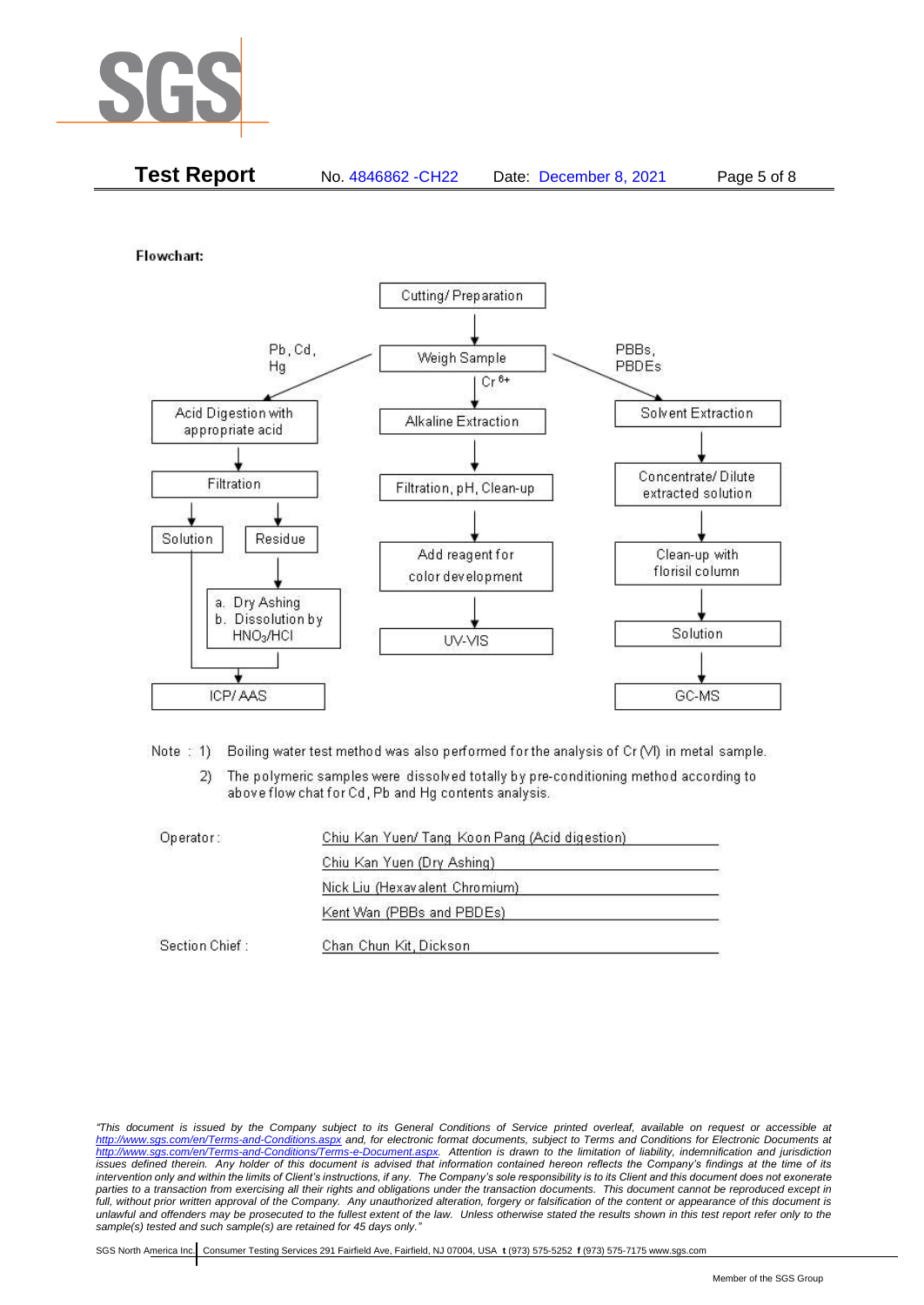**Flowchart:**

Cutting/ Preparation → Weigh Sample

**Pb, Cd, Hg:**
Weigh Sample → Acid Digestion with appropriate acid → Filtration → Solution / Residue
- Residue → a. Dry Ashing b. Dissolution by $HNO_3$/HCl → ICP/ AAS
- Solution → ICP/ AAS

**$Cr^{6+}$:**
Weigh Sample → Alkaline Extraction → Filtration, pH, Clean-up → Add reagent for color development → UV-VIS

**PBBs, PBDEs:**
Weigh Sample → Solvent Extraction → Concentrate/ Dilute extracted solution → Clean-up with florisil column → Solution → GC-MS

Note : 1) Boiling water test method was also performed for the analysis of Cr (VI) in metal sample.

2) The polymeric samples were dissolved totally by pre-conditioning method according to above flow chat for Cd, Pb and Hg contents analysis.

| | |
|---|---|
| Operator : | Chiu Kan Yuen/ Tang Koon Pang (Acid digestion) |
| | Chiu Kan Yuen (Dry Ashing) |
| | Nick Liu (Hexavalent Chromium) |
| | Kent Wan (PBBs and PBDEs) |
| Section Chief : | Chan Chun Kit, Dickson |

*"This document is issued by the Company subject to its General Conditions of Service printed overleaf, available on request or accessible at http://www.sgs.com/en/Terms-and-Conditions.aspx and, for electronic format documents, subject to Terms and Conditions for Electronic Documents at http://www.sgs.com/en/Terms-and-Conditions/Terms-e-Document.aspx. Attention is drawn to the limitation of liability, indemnification and jurisdiction issues defined therein. Any holder of this document is advised that information contained hereon reflects the Company's findings at the time of its intervention only and within the limits of Client's instructions, if any. The Company's sole responsibility is to its Client and this document does not exonerate parties to a transaction from exercising all their rights and obligations under the transaction documents. This document cannot be reproduced except in full, without prior written approval of the Company. Any unauthorized alteration, forgery or falsification of the content or appearance of this document is unlawful and offenders may be prosecuted to the fullest extent of the law. Unless otherwise stated the results shown in this test report refer only to the sample(s) tested and such sample(s) are retained for 45 days only."*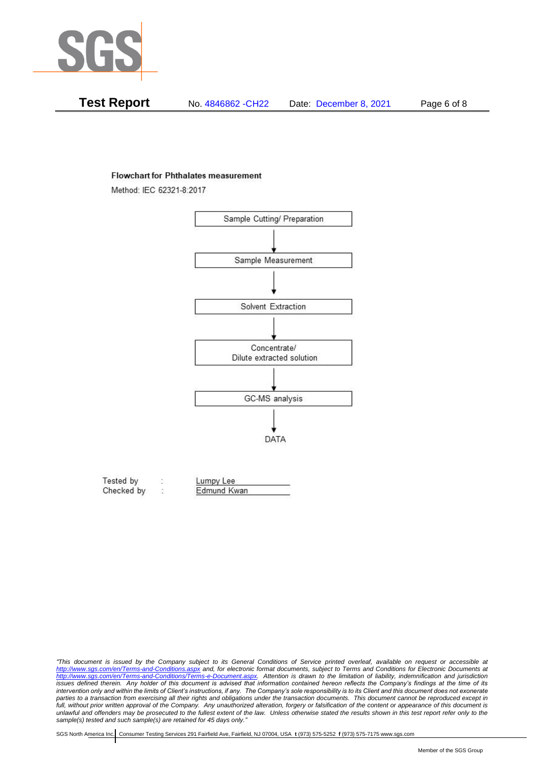**Test Report** No. 4846862 -CH22 Date: December 8, 2021

**Flowchart for Phthalates measurement**

Method: IEC 62321-8:2017

Sample Cutting/ Preparation

↓

Sample Measurement

↓

Solvent Extraction

↓

Concentrate/
Dilute extracted solution

↓

GC-MS analysis

↓

DATA

| | | |
|---|---|---|
| Tested by | : | Lumpy Lee |
| Checked by | : | Edmund Kwan |

*"This document is issued by the Company subject to its General Conditions of Service printed overleaf, available on request or accessible at http://www.sgs.com/en/Terms-and-Conditions.aspx and, for electronic format documents, subject to Terms and Conditions for Electronic Documents at http://www.sgs.com/en/Terms-and-Conditions/Terms-e-Document.aspx. Attention is drawn to the limitation of liability, indemnification and jurisdiction issues defined therein. Any holder of this document is advised that information contained hereon reflects the Company's findings at the time of its intervention only and within the limits of Client's instructions, if any. The Company's sole responsibility is to its Client and this document does not exonerate parties to a transaction from exercising all their rights and obligations under the transaction documents. This document cannot be reproduced except in full, without prior written approval of the Company. Any unauthorized alteration, forgery or falsification of the content or appearance of this document is unlawful and offenders may be prosecuted to the fullest extent of the law. Unless otherwise stated the results shown in this test report refer only to the sample(s) tested and such sample(s) are retained for 45 days only."*

SGS North America Inc. | Consumer Testing Services 291 Fairfield Ave, Fairfield, NJ 07004, USA **t** (973) 575-5252 **f** (973) 575-7175 www.sgs.com

Member of the SGS Group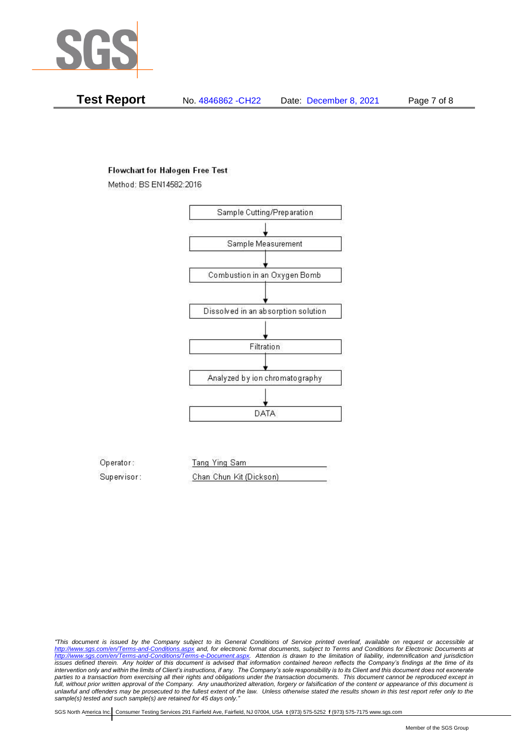**Test Report** No. 4846862 -CH22 Date: December 8, 2021

**Flowchart for Halogen Free Test**

Method: BS EN14582:2016

Sample Cutting/Preparation
↓
Sample Measurement
↓
Combustion in an Oxygen Bomb
↓
Dissolved in an absorption solution
↓
Filtration
↓
Analyzed by ion chromatography
↓
DATA

Operator: Tang Ying Sam

Supervisor: Chan Chun Kit (Dickson)

*"This document is issued by the Company subject to its General Conditions of Service printed overleaf, available on request or accessible at http://www.sgs.com/en/Terms-and-Conditions.aspx and, for electronic format documents, subject to Terms and Conditions for Electronic Documents at http://www.sgs.com/en/Terms-and-Conditions/Terms-e-Document.aspx. Attention is drawn to the limitation of liability, indemnification and jurisdiction issues defined therein. Any holder of this document is advised that information contained hereon reflects the Company's findings at the time of its intervention only and within the limits of Client's instructions, if any. The Company's sole responsibility is to its Client and this document does not exonerate parties to a transaction from exercising all their rights and obligations under the transaction documents. This document cannot be reproduced except in full, without prior written approval of the Company. Any unauthorized alteration, forgery or falsification of the content or appearance of this document is unlawful and offenders may be prosecuted to the fullest extent of the law. Unless otherwise stated the results shown in this test report refer only to the sample(s) tested and such sample(s) are retained for 45 days only."*

SGS North America Inc. | Consumer Testing Services 291 Fairfield Ave, Fairfield, NJ 07004, USA **t** (973) 575-5252 **f** (973) 575-7175 www.sgs.com

Member of the SGS Group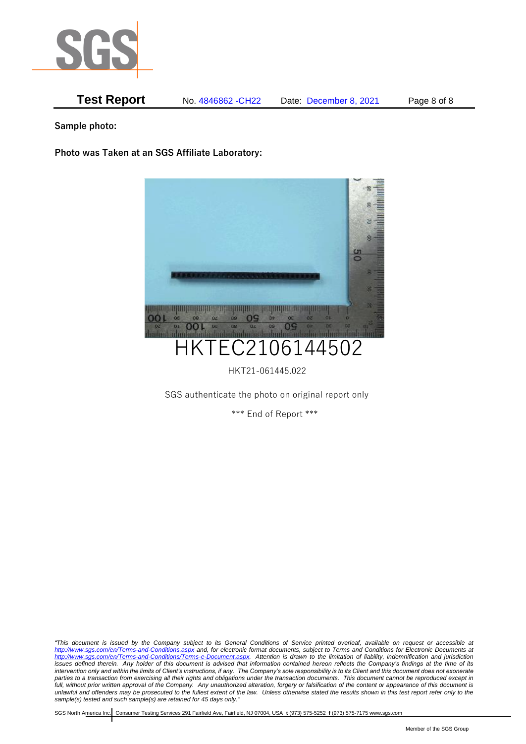**Sample photo:**

**Photo was Taken at an SGS Affiliate Laboratory:**

HKTEC2106144502

HKT21-061445.022

SGS authenticate the photo on original report only

\*\*\* End of Report \*\*\*

*"This document is issued by the Company subject to its General Conditions of Service printed overleaf, available on request or accessible at http://www.sgs.com/en/Terms-and-Conditions.aspx and, for electronic format documents, subject to Terms and Conditions for Electronic Documents at http://www.sgs.com/en/Terms-and-Conditions/Terms-e-Document.aspx. Attention is drawn to the limitation of liability, indemnification and jurisdiction issues defined therein. Any holder of this document is advised that information contained hereon reflects the Company's findings at the time of its intervention only and within the limits of Client's instructions, if any. The Company's sole responsibility is to its Client and this document does not exonerate parties to a transaction from exercising all their rights and obligations under the transaction documents. This document cannot be reproduced except in full, without prior written approval of the Company. Any unauthorized alteration, forgery or falsification of the content or appearance of this document is unlawful and offenders may be prosecuted to the fullest extent of the law. Unless otherwise stated the results shown in this test report refer only to the sample(s) tested and such sample(s) are retained for 45 days only."*

SGS North America Inc. | Consumer Testing Services 291 Fairfield Ave, Fairfield, NJ 07004, USA **t** (973) 575-5252 **f** (973) 575-7175 www.sgs.com

Member of the SGS Group